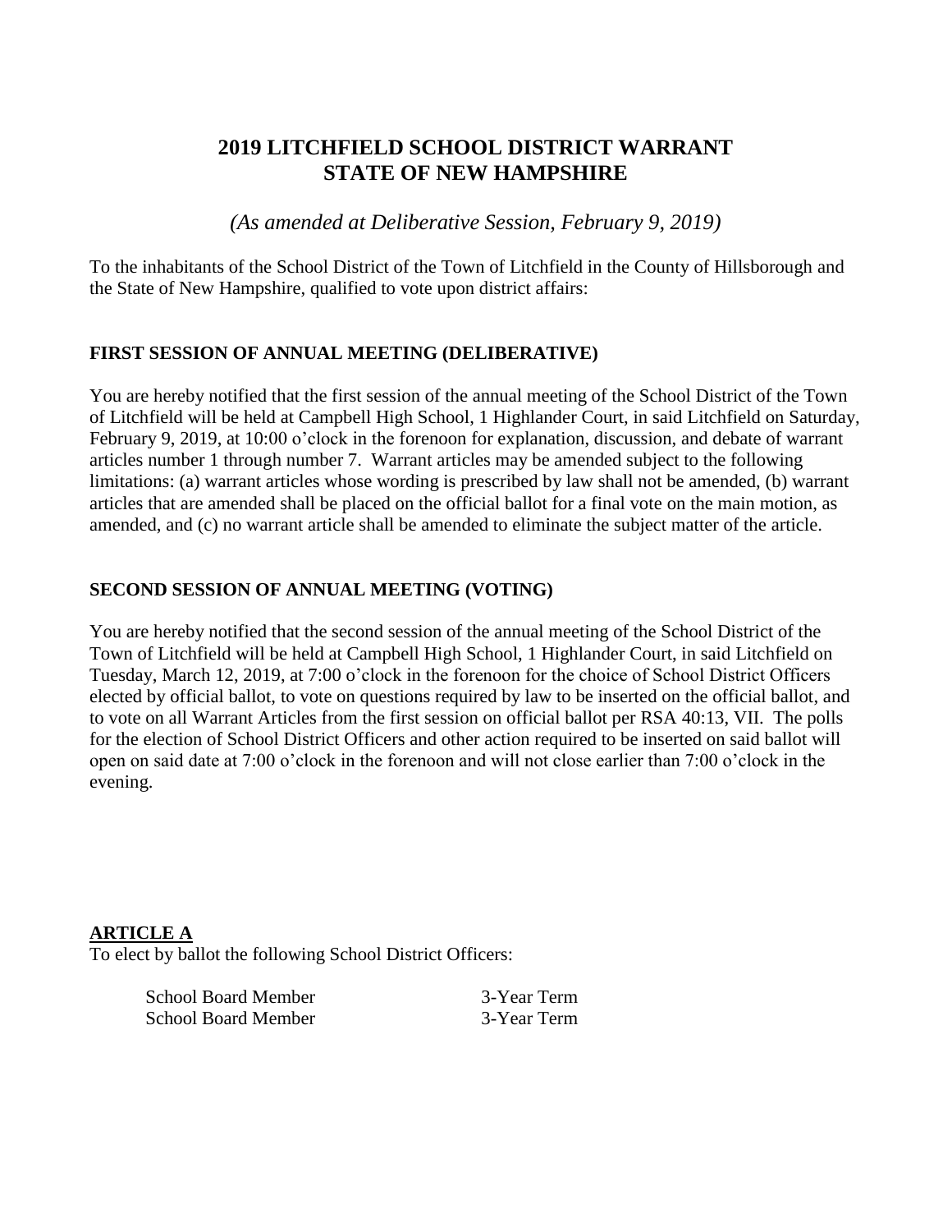# 2019 LITCHFIELD SCHOOL DISTRICT WARRANT
# STATE OF NEW HAMPSHIRE

*(As amended at Deliberative Session, February 9, 2019)*

To the inhabitants of the School District of the Town of Litchfield in the County of Hillsborough and the State of New Hampshire, qualified to vote upon district affairs:

## FIRST SESSION OF ANNUAL MEETING (DELIBERATIVE)

You are hereby notified that the first session of the annual meeting of the School District of the Town of Litchfield will be held at Campbell High School, 1 Highlander Court, in said Litchfield on Saturday, February 9, 2019, at 10:00 o'clock in the forenoon for explanation, discussion, and debate of warrant articles number 1 through number 7. Warrant articles may be amended subject to the following limitations: (a) warrant articles whose wording is prescribed by law shall not be amended, (b) warrant articles that are amended shall be placed on the official ballot for a final vote on the main motion, as amended, and (c) no warrant article shall be amended to eliminate the subject matter of the article.

## SECOND SESSION OF ANNUAL MEETING (VOTING)

You are hereby notified that the second session of the annual meeting of the School District of the Town of Litchfield will be held at Campbell High School, 1 Highlander Court, in said Litchfield on Tuesday, March 12, 2019, at 7:00 o'clock in the forenoon for the choice of School District Officers elected by official ballot, to vote on questions required by law to be inserted on the official ballot, and to vote on all Warrant Articles from the first session on official ballot per RSA 40:13, VII. The polls for the election of School District Officers and other action required to be inserted on said ballot will open on said date at 7:00 o'clock in the forenoon and will not close earlier than 7:00 o'clock in the evening.

**ARTICLE A**

To elect by ballot the following School District Officers:

| | |
|---|---|
| School Board Member | 3-Year Term |
| School Board Member | 3-Year Term |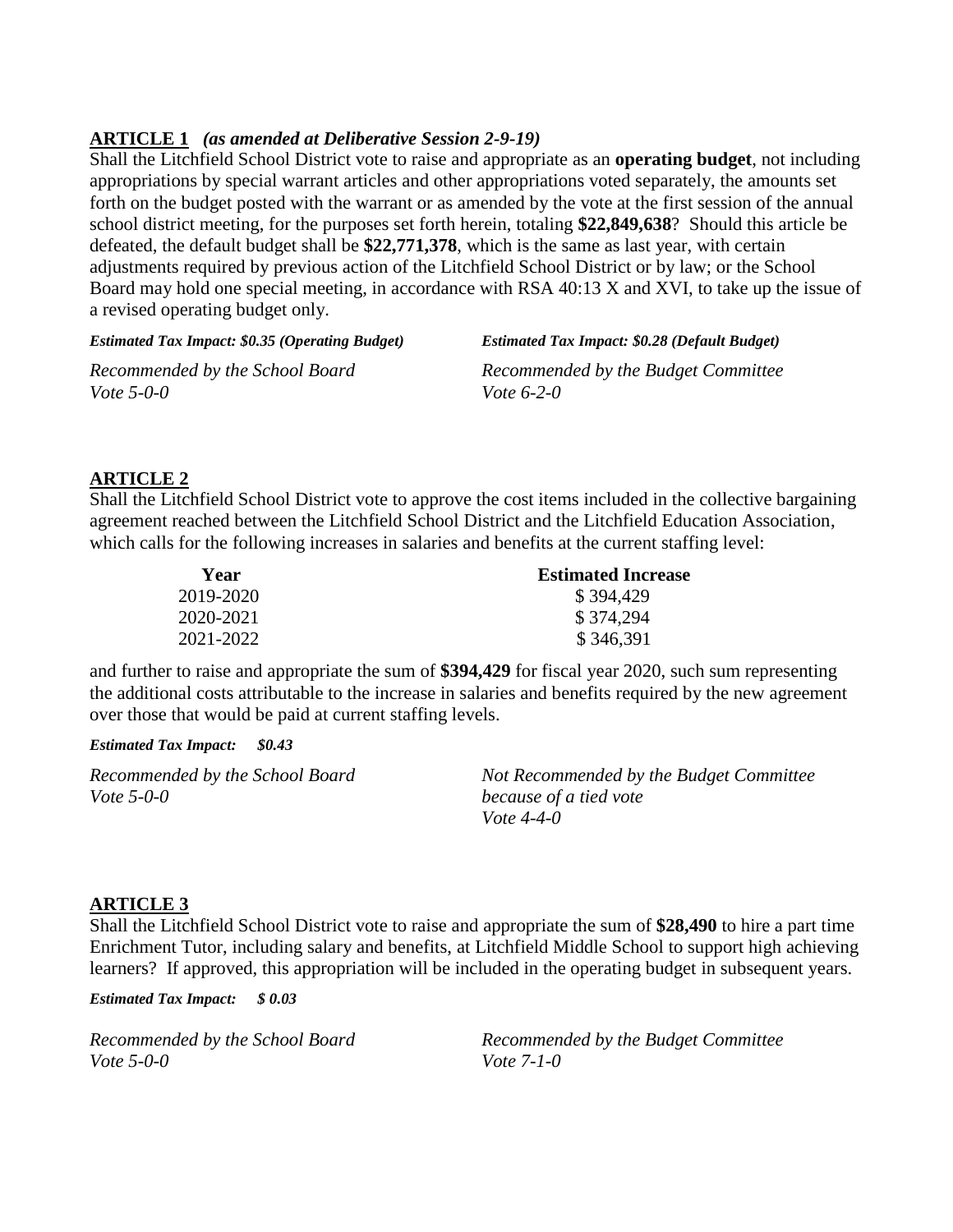**ARTICLE 1** ***(as amended at Deliberative Session 2-9-19)***

Shall the Litchfield School District vote to raise and appropriate as an **operating budget**, not including appropriations by special warrant articles and other appropriations voted separately, the amounts set forth on the budget posted with the warrant or as amended by the vote at the first session of the annual school district meeting, for the purposes set forth herein, totaling **$22,849,638**? Should this article be defeated, the default budget shall be **$22,771,378**, which is the same as last year, with certain adjustments required by previous action of the Litchfield School District or by law; or the School Board may hold one special meeting, in accordance with RSA 40:13 X and XVI, to take up the issue of a revised operating budget only.

***Estimated Tax Impact: $0.35 (Operating Budget)***

***Estimated Tax Impact: $0.28 (Default Budget)***

*Recommended by the School Board*
*Vote 5-0-0*

*Recommended by the Budget Committee*
*Vote 6-2-0*

**ARTICLE 2**

Shall the Litchfield School District vote to approve the cost items included in the collective bargaining agreement reached between the Litchfield School District and the Litchfield Education Association, which calls for the following increases in salaries and benefits at the current staffing level:

| Year | Estimated Increase |
|---|---|
| 2019-2020 | $ 394,429 |
| 2020-2021 | $ 374,294 |
| 2021-2022 | $ 346,391 |

and further to raise and appropriate the sum of **$394,429** for fiscal year 2020, such sum representing the additional costs attributable to the increase in salaries and benefits required by the new agreement over those that would be paid at current staffing levels.

***Estimated Tax Impact: $0.43***

*Recommended by the School Board*
*Vote 5-0-0*

*Not Recommended by the Budget Committee because of a tied vote*
*Vote 4-4-0*

**ARTICLE 3**

Shall the Litchfield School District vote to raise and appropriate the sum of **$28,490** to hire a part time Enrichment Tutor, including salary and benefits, at Litchfield Middle School to support high achieving learners? If approved, this appropriation will be included in the operating budget in subsequent years.

***Estimated Tax Impact: $ 0.03***

*Recommended by the School Board*
*Vote 5-0-0*

*Recommended by the Budget Committee*
*Vote 7-1-0*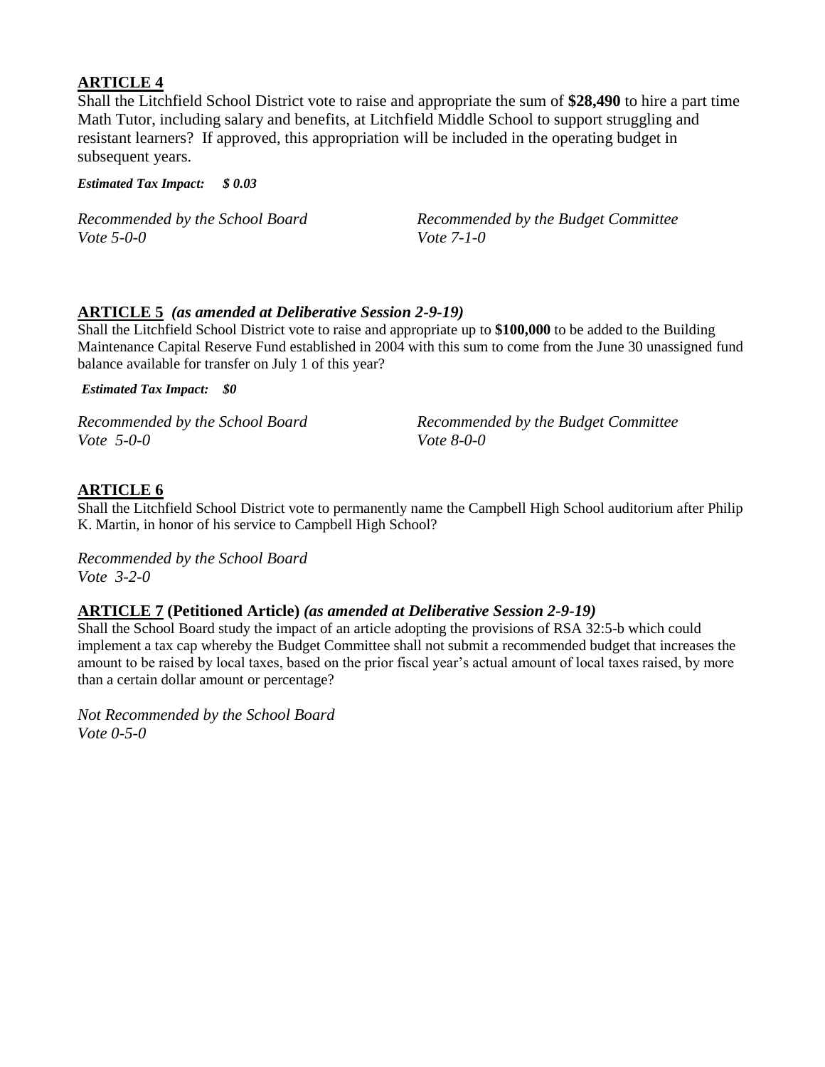## ARTICLE 4

Shall the Litchfield School District vote to raise and appropriate the sum of **$28,490** to hire a part time Math Tutor, including salary and benefits, at Litchfield Middle School to support struggling and resistant learners? If approved, this appropriation will be included in the operating budget in subsequent years.

***Estimated Tax Impact: $ 0.03***

*Recommended by the School Board*
*Vote 5-0-0*

*Recommended by the Budget Committee*
*Vote 7-1-0*

## ARTICLE 5 *(as amended at Deliberative Session 2-9-19)*

Shall the Litchfield School District vote to raise and appropriate up to **$100,000** to be added to the Building Maintenance Capital Reserve Fund established in 2004 with this sum to come from the June 30 unassigned fund balance available for transfer on July 1 of this year?

***Estimated Tax Impact: $0***

*Recommended by the School Board*
*Vote 5-0-0*

*Recommended by the Budget Committee*
*Vote 8-0-0*

## ARTICLE 6

Shall the Litchfield School District vote to permanently name the Campbell High School auditorium after Philip K. Martin, in honor of his service to Campbell High School?

*Recommended by the School Board*
*Vote 3-2-0*

## ARTICLE 7 (Petitioned Article) *(as amended at Deliberative Session 2-9-19)*

Shall the School Board study the impact of an article adopting the provisions of RSA 32:5-b which could implement a tax cap whereby the Budget Committee shall not submit a recommended budget that increases the amount to be raised by local taxes, based on the prior fiscal year's actual amount of local taxes raised, by more than a certain dollar amount or percentage?

*Not Recommended by the School Board*
*Vote 0-5-0*